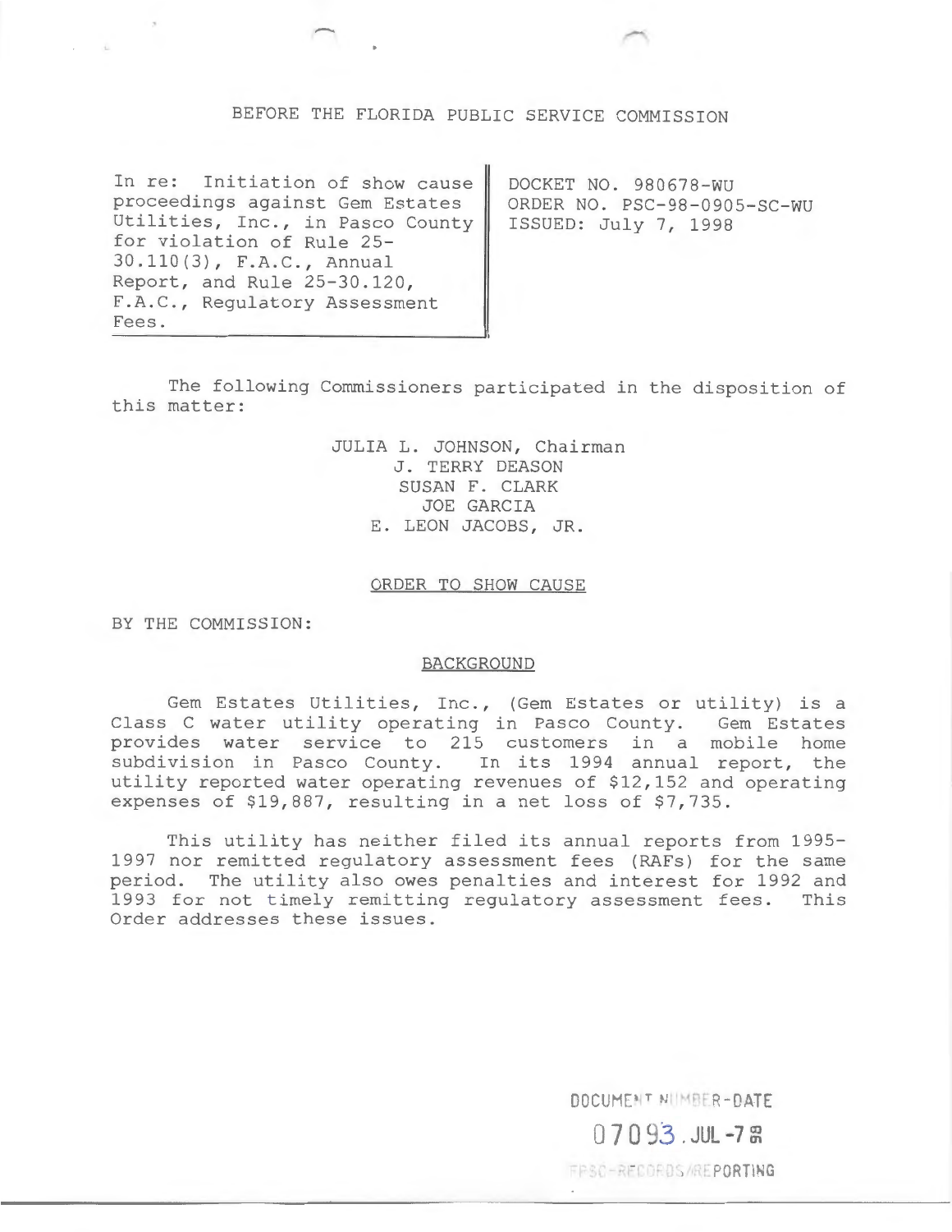BEFORE THE FLORIDA PUBLIC SERVICE COMMISSION

| In re: Initiation of show cause proceedings against Gem Estates Utilities, Inc., in Pasco County for violation of Rule 25-30.110(3), F.A.C., Annual Report, and Rule 25-30.120, F.A.C., Regulatory Assessment Fees. | DOCKET NO. 980678-WU<br>ORDER NO. PSC-98-0905-SC-WU<br>ISSUED: July 7, 1998 |
|---|---|

The following Commissioners participated in the disposition of this matter:

JULIA L. JOHNSON, Chairman
J. TERRY DEASON
SUSAN F. CLARK
JOE GARCIA
E. LEON JACOBS, JR.

ORDER TO SHOW CAUSE

BY THE COMMISSION:

BACKGROUND

Gem Estates Utilities, Inc., (Gem Estates or utility) is a Class C water utility operating in Pasco County. Gem Estates provides water service to 215 customers in a mobile home subdivision in Pasco County. In its 1994 annual report, the utility reported water operating revenues of $12,152 and operating expenses of $19,887, resulting in a net loss of $7,735.

This utility has neither filed its annual reports from 1995-1997 nor remitted regulatory assessment fees (RAFs) for the same period. The utility also owes penalties and interest for 1992 and 1993 for not timely remitting regulatory assessment fees. This Order addresses these issues.

DOCUMENT NUMBER-DATE
07093 JUL-7 98
FPSC-RECORDS/REPORTING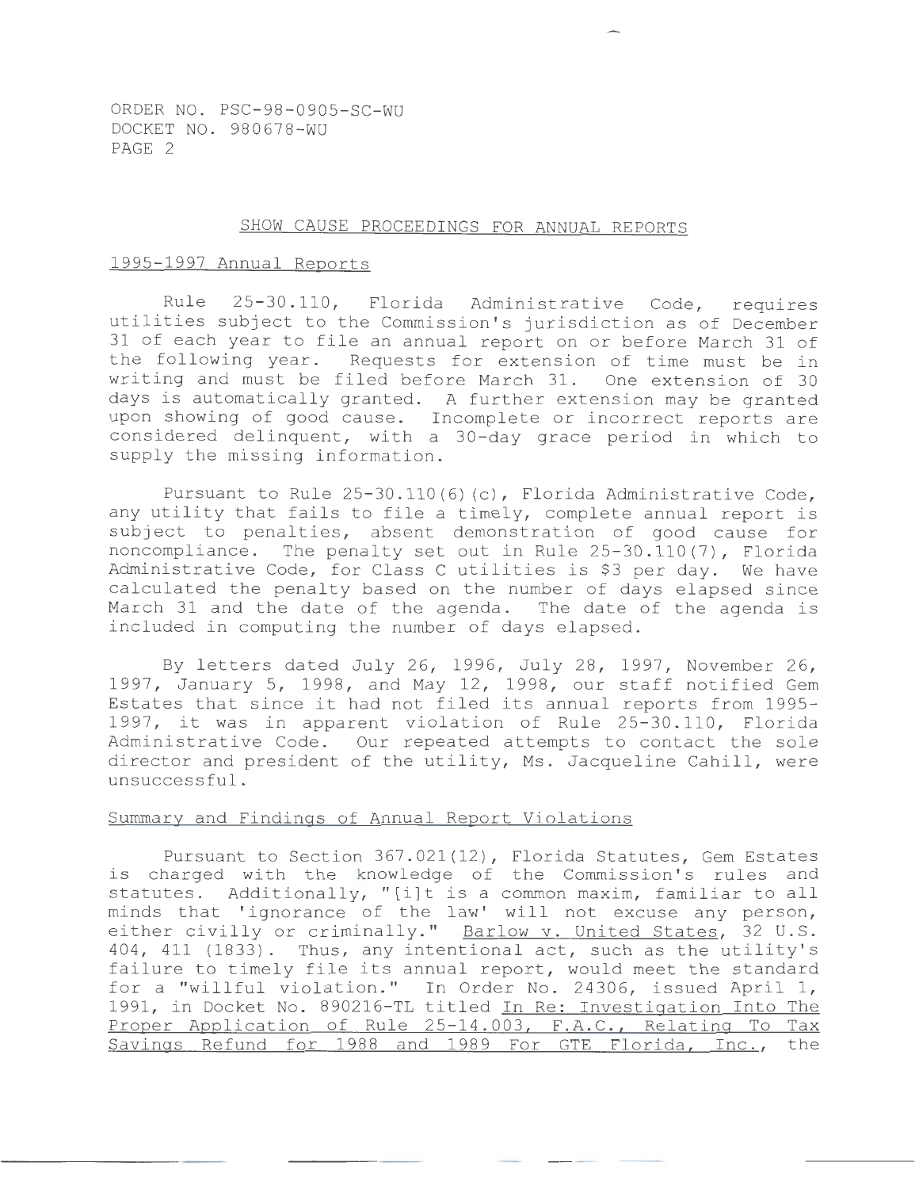## SHOW CAUSE PROCEEDINGS FOR ANNUAL REPORTS

### 1995-1997 Annual Reports

Rule 25-30.110, Florida Administrative Code, requires utilities subject to the Commission's jurisdiction as of December 31 of each year to file an annual report on or before March 31 of the following year. Requests for extension of time must be in writing and must be filed before March 31. One extension of 30 days is automatically granted. A further extension may be granted upon showing of good cause. Incomplete or incorrect reports are considered delinquent, with a 30-day grace period in which to supply the missing information.

Pursuant to Rule 25-30.110(6)(c), Florida Administrative Code, any utility that fails to file a timely, complete annual report is subject to penalties, absent demonstration of good cause for noncompliance. The penalty set out in Rule 25-30.110(7), Florida Administrative Code, for Class C utilities is $3 per day. We have calculated the penalty based on the number of days elapsed since March 31 and the date of the agenda. The date of the agenda is included in computing the number of days elapsed.

By letters dated July 26, 1996, July 28, 1997, November 26, 1997, January 5, 1998, and May 12, 1998, our staff notified Gem Estates that since it had not filed its annual reports from 1995-1997, it was in apparent violation of Rule 25-30.110, Florida Administrative Code. Our repeated attempts to contact the sole director and president of the utility, Ms. Jacqueline Cahill, were unsuccessful.

### Summary and Findings of Annual Report Violations

Pursuant to Section 367.021(12), Florida Statutes, Gem Estates is charged with the knowledge of the Commission's rules and statutes. Additionally, "[i]t is a common maxim, familiar to all minds that 'ignorance of the law' will not excuse any person, either civilly or criminally." Barlow v. United States, 32 U.S. 404, 411 (1833). Thus, any intentional act, such as the utility's failure to timely file its annual report, would meet the standard for a "willful violation." In Order No. 24306, issued April 1, 1991, in Docket No. 890216-TL titled In Re: Investigation Into The Proper Application of Rule 25-14.003, F.A.C., Relating To Tax Savings Refund for 1988 and 1989 For GTE Florida, Inc., the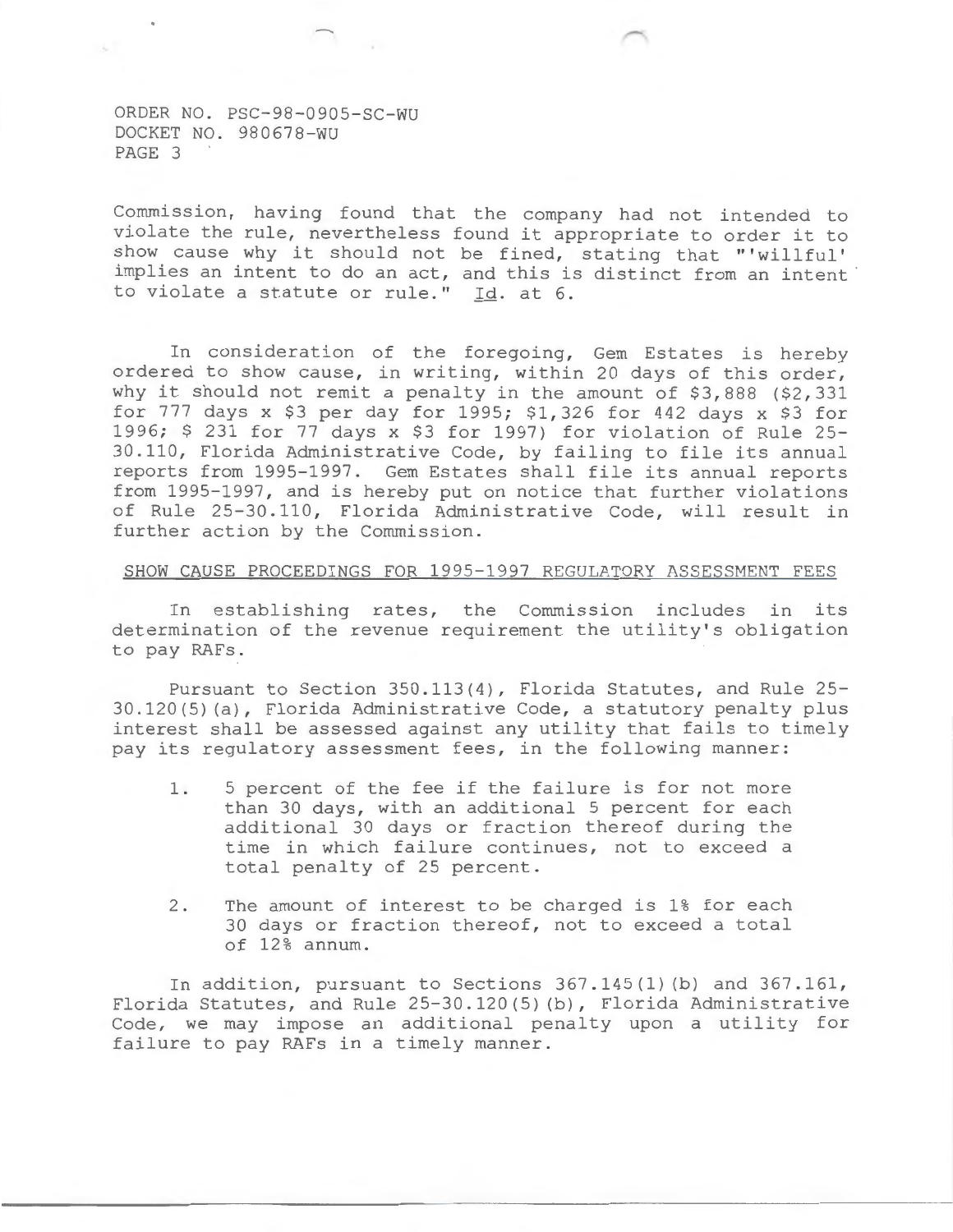Commission, having found that the company had not intended to violate the rule, nevertheless found it appropriate to order it to show cause why it should not be fined, stating that "'willful' implies an intent to do an act, and this is distinct from an intent to violate a statute or rule." Id. at 6.

In consideration of the foregoing, Gem Estates is hereby ordered to show cause, in writing, within 20 days of this order, why it should not remit a penalty in the amount of $3,888 ($2,331 for 777 days x $3 per day for 1995; $1,326 for 442 days x $3 for 1996; $ 231 for 77 days x $3 for 1997) for violation of Rule 25-30.110, Florida Administrative Code, by failing to file its annual reports from 1995-1997. Gem Estates shall file its annual reports from 1995-1997, and is hereby put on notice that further violations of Rule 25-30.110, Florida Administrative Code, will result in further action by the Commission.

SHOW CAUSE PROCEEDINGS FOR 1995-1997 REGULATORY ASSESSMENT FEES

In establishing rates, the Commission includes in its determination of the revenue requirement the utility's obligation to pay RAFs.

Pursuant to Section 350.113(4), Florida Statutes, and Rule 25-30.120(5)(a), Florida Administrative Code, a statutory penalty plus interest shall be assessed against any utility that fails to timely pay its regulatory assessment fees, in the following manner:

1. 5 percent of the fee if the failure is for not more than 30 days, with an additional 5 percent for each additional 30 days or fraction thereof during the time in which failure continues, not to exceed a total penalty of 25 percent.
2. The amount of interest to be charged is 1% for each 30 days or fraction thereof, not to exceed a total of 12% annum.

In addition, pursuant to Sections 367.145(1)(b) and 367.161, Florida Statutes, and Rule 25-30.120(5)(b), Florida Administrative Code, we may impose an additional penalty upon a utility for failure to pay RAFs in a timely manner.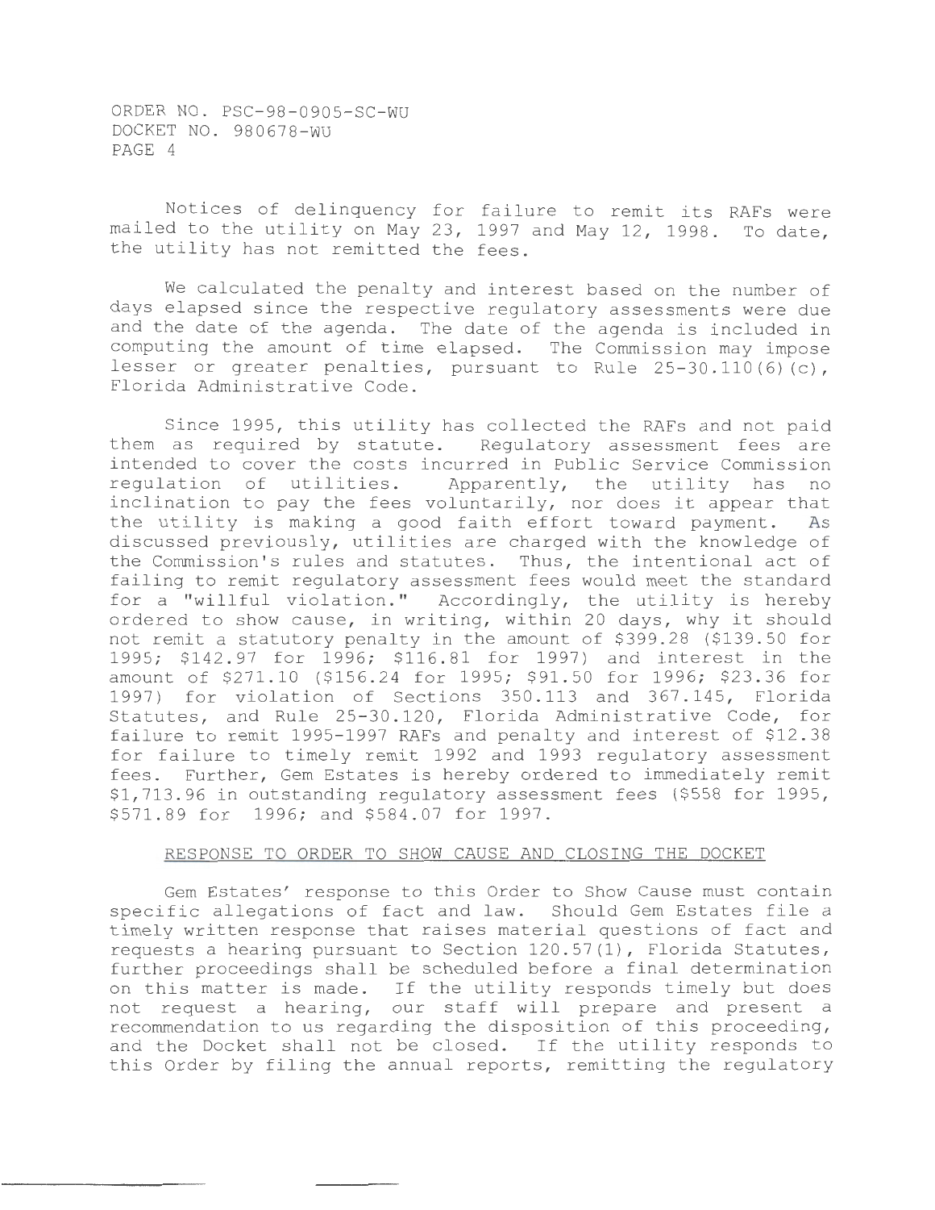Notices of delinquency for failure to remit its RAFs were mailed to the utility on May 23, 1997 and May 12, 1998. To date, the utility has not remitted the fees.

We calculated the penalty and interest based on the number of days elapsed since the respective regulatory assessments were due and the date of the agenda. The date of the agenda is included in computing the amount of time elapsed. The Commission may impose lesser or greater penalties, pursuant to Rule 25-30.110(6)(c), Florida Administrative Code.

Since 1995, this utility has collected the RAFs and not paid them as required by statute. Regulatory assessment fees are intended to cover the costs incurred in Public Service Commission regulation of utilities. Apparently, the utility has no inclination to pay the fees voluntarily, nor does it appear that the utility is making a good faith effort toward payment. As discussed previously, utilities are charged with the knowledge of the Commission's rules and statutes. Thus, the intentional act of failing to remit regulatory assessment fees would meet the standard for a "willful violation." Accordingly, the utility is hereby ordered to show cause, in writing, within 20 days, why it should not remit a statutory penalty in the amount of $399.28 ($139.50 for 1995; $142.97 for 1996; $116.81 for 1997) and interest in the amount of $271.10 ($156.24 for 1995; $91.50 for 1996; $23.36 for 1997) for violation of Sections 350.113 and 367.145, Florida Statutes, and Rule 25-30.120, Florida Administrative Code, for failure to remit 1995-1997 RAFs and penalty and interest of $12.38 for failure to timely remit 1992 and 1993 regulatory assessment fees. Further, Gem Estates is hereby ordered to immediately remit $1,713.96 in outstanding regulatory assessment fees ($558 for 1995, $571.89 for 1996; and $584.07 for 1997.

RESPONSE TO ORDER TO SHOW CAUSE AND CLOSING THE DOCKET

Gem Estates' response to this Order to Show Cause must contain specific allegations of fact and law. Should Gem Estates file a timely written response that raises material questions of fact and requests a hearing pursuant to Section 120.57(1), Florida Statutes, further proceedings shall be scheduled before a final determination on this matter is made. If the utility responds timely but does not request a hearing, our staff will prepare and present a recommendation to us regarding the disposition of this proceeding, and the Docket shall not be closed. If the utility responds to this Order by filing the annual reports, remitting the regulatory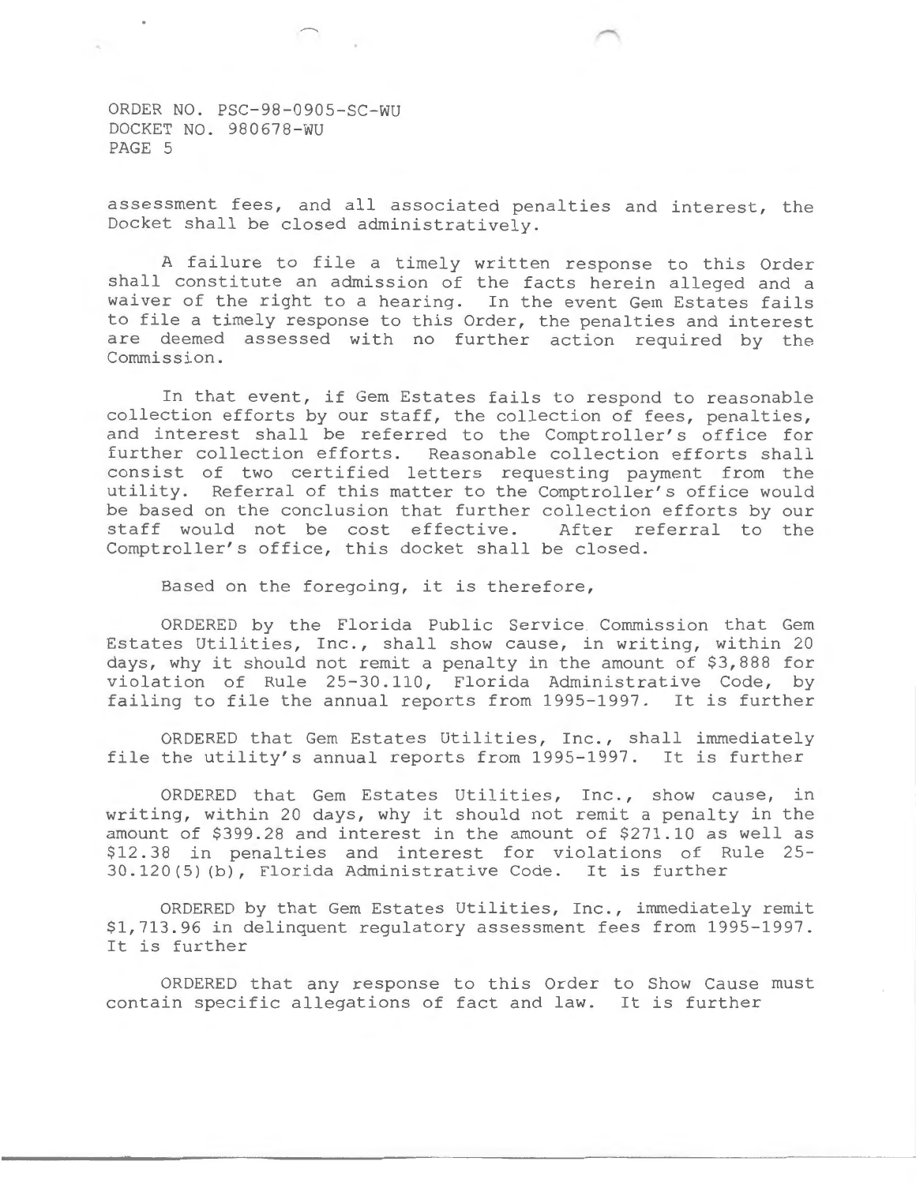assessment fees, and all associated penalties and interest, the Docket shall be closed administratively.

A failure to file a timely written response to this Order shall constitute an admission of the facts herein alleged and a waiver of the right to a hearing. In the event Gem Estates fails to file a timely response to this Order, the penalties and interest are deemed assessed with no further action required by the Commission.

In that event, if Gem Estates fails to respond to reasonable collection efforts by our staff, the collection of fees, penalties, and interest shall be referred to the Comptroller's office for further collection efforts. Reasonable collection efforts shall consist of two certified letters requesting payment from the utility. Referral of this matter to the Comptroller's office would be based on the conclusion that further collection efforts by our staff would not be cost effective. After referral to the Comptroller's office, this docket shall be closed.

Based on the foregoing, it is therefore,

ORDERED by the Florida Public Service Commission that Gem Estates Utilities, Inc., shall show cause, in writing, within 20 days, why it should not remit a penalty in the amount of $3,888 for violation of Rule 25-30.110, Florida Administrative Code, by failing to file the annual reports from 1995-1997. It is further

ORDERED that Gem Estates Utilities, Inc., shall immediately file the utility's annual reports from 1995-1997. It is further

ORDERED that Gem Estates Utilities, Inc., show cause, in writing, within 20 days, why it should not remit a penalty in the amount of $399.28 and interest in the amount of $271.10 as well as $12.38 in penalties and interest for violations of Rule 25-30.120(5)(b), Florida Administrative Code. It is further

ORDERED by that Gem Estates Utilities, Inc., immediately remit $1,713.96 in delinquent regulatory assessment fees from 1995-1997. It is further

ORDERED that any response to this Order to Show Cause must contain specific allegations of fact and law. It is further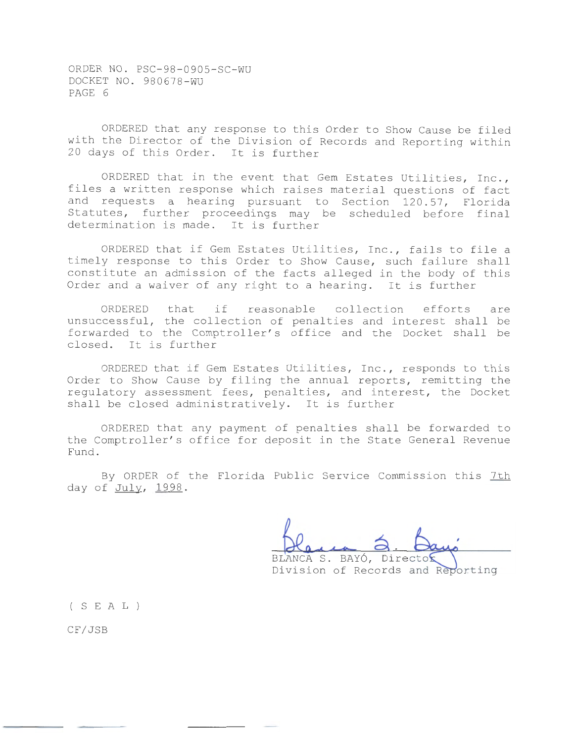ORDERED that any response to this Order to Show Cause be filed with the Director of the Division of Records and Reporting within 20 days of this Order. It is further

ORDERED that in the event that Gem Estates Utilities, Inc., files a written response which raises material questions of fact and requests a hearing pursuant to Section 120.57, Florida Statutes, further proceedings may be scheduled before final determination is made. It is further

ORDERED that if Gem Estates Utilities, Inc., fails to file a timely response to this Order to Show Cause, such failure shall constitute an admission of the facts alleged in the body of this Order and a waiver of any right to a hearing. It is further

ORDERED that if reasonable collection efforts are unsuccessful, the collection of penalties and interest shall be forwarded to the Comptroller's office and the Docket shall be closed. It is further

ORDERED that if Gem Estates Utilities, Inc., responds to this Order to Show Cause by filing the annual reports, remitting the regulatory assessment fees, penalties, and interest, the Docket shall be closed administratively. It is further

ORDERED that any payment of penalties shall be forwarded to the Comptroller's office for deposit in the State General Revenue Fund.

By ORDER of the Florida Public Service Commission this 7th day of July, 1998.

BLANCA S. BAYÓ, Director
Division of Records and Reporting

( S E A L )

CF/JSB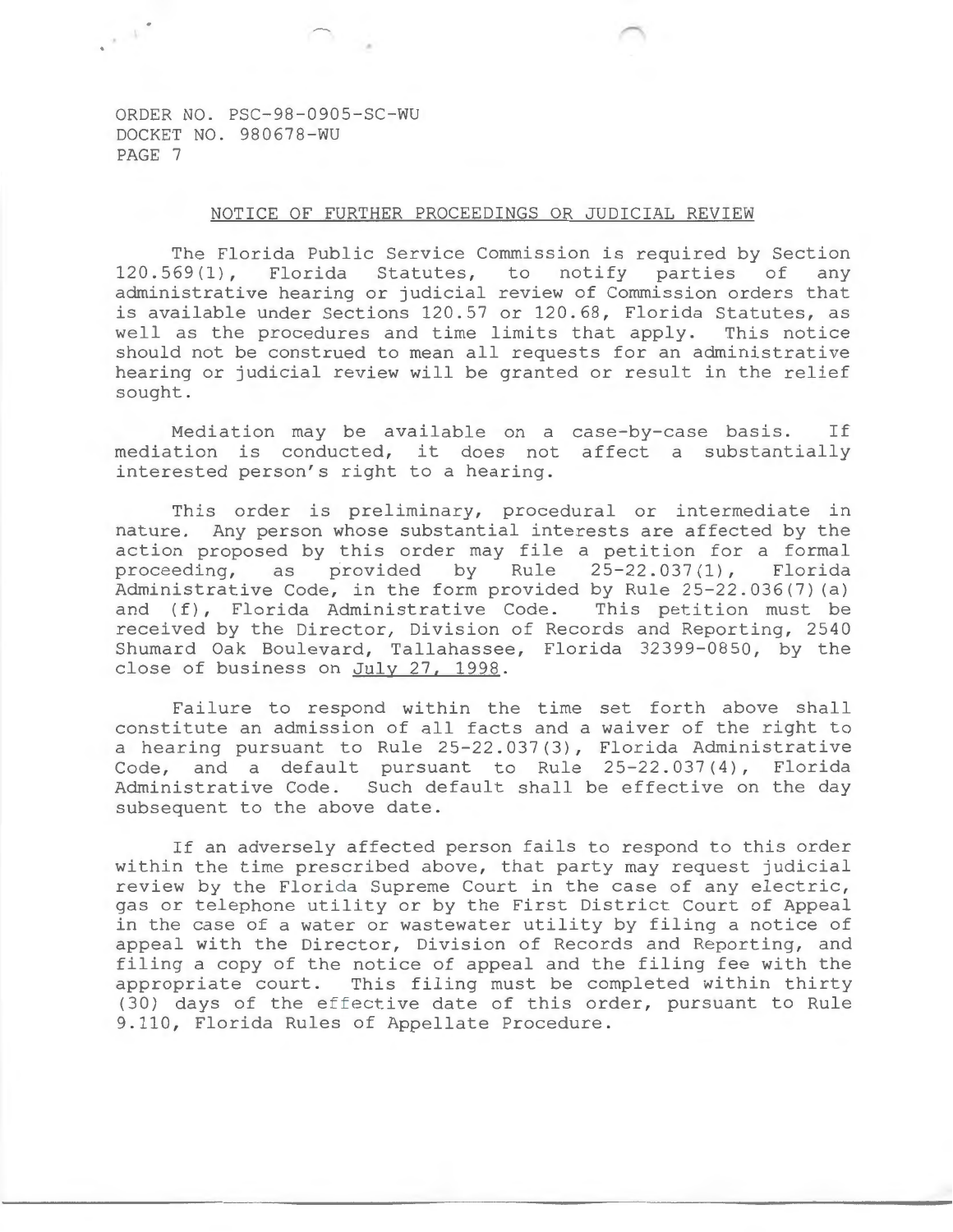ORDER NO. PSC-98-0905-SC-WU
DOCKET NO. 980678-WU

## NOTICE OF FURTHER PROCEEDINGS OR JUDICIAL REVIEW

The Florida Public Service Commission is required by Section 120.569(1), Florida Statutes, to notify parties of any administrative hearing or judicial review of Commission orders that is available under Sections 120.57 or 120.68, Florida Statutes, as well as the procedures and time limits that apply. This notice should not be construed to mean all requests for an administrative hearing or judicial review will be granted or result in the relief sought.

Mediation may be available on a case-by-case basis. If mediation is conducted, it does not affect a substantially interested person's right to a hearing.

This order is preliminary, procedural or intermediate in nature. Any person whose substantial interests are affected by the action proposed by this order may file a petition for a formal proceeding, as provided by Rule 25-22.037(1), Florida Administrative Code, in the form provided by Rule 25-22.036(7)(a) and (f), Florida Administrative Code. This petition must be received by the Director, Division of Records and Reporting, 2540 Shumard Oak Boulevard, Tallahassee, Florida 32399-0850, by the close of business on July 27, 1998.

Failure to respond within the time set forth above shall constitute an admission of all facts and a waiver of the right to a hearing pursuant to Rule 25-22.037(3), Florida Administrative Code, and a default pursuant to Rule 25-22.037(4), Florida Administrative Code. Such default shall be effective on the day subsequent to the above date.

If an adversely affected person fails to respond to this order within the time prescribed above, that party may request judicial review by the Florida Supreme Court in the case of any electric, gas or telephone utility or by the First District Court of Appeal in the case of a water or wastewater utility by filing a notice of appeal with the Director, Division of Records and Reporting, and filing a copy of the notice of appeal and the filing fee with the appropriate court. This filing must be completed within thirty (30) days of the effective date of this order, pursuant to Rule 9.110, Florida Rules of Appellate Procedure.